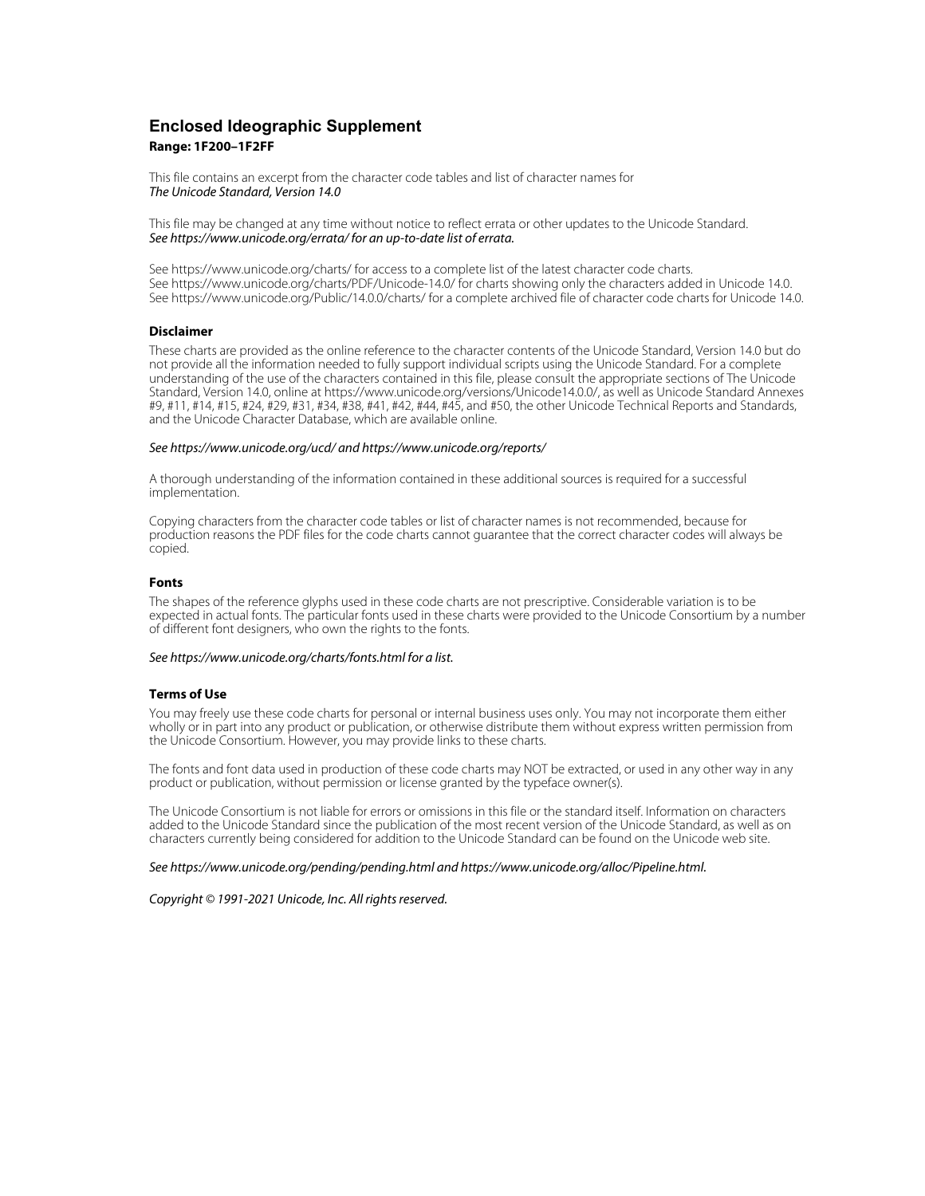# Enclosed Ideographic Supplement

**Range: 1F200–1F2FF**

This file contains an excerpt from the character code tables and list of character names for
*The Unicode Standard, Version 14.0*

This file may be changed at any time without notice to reflect errata or other updates to the Unicode Standard.
*See https://www.unicode.org/errata/ for an up-to-date list of errata.*

See https://www.unicode.org/charts/ for access to a complete list of the latest character code charts.
See https://www.unicode.org/charts/PDF/Unicode-14.0/ for charts showing only the characters added in Unicode 14.0.
See https://www.unicode.org/Public/14.0.0/charts/ for a complete archived file of character code charts for Unicode 14.0.

### Disclaimer

These charts are provided as the online reference to the character contents of the Unicode Standard, Version 14.0 but do not provide all the information needed to fully support individual scripts using the Unicode Standard. For a complete understanding of the use of the characters contained in this file, please consult the appropriate sections of The Unicode Standard, Version 14.0, online at https://www.unicode.org/versions/Unicode14.0.0/, as well as Unicode Standard Annexes #9, #11, #14, #15, #24, #29, #31, #34, #38, #41, #42, #44, #45, and #50, the other Unicode Technical Reports and Standards, and the Unicode Character Database, which are available online.

*See https://www.unicode.org/ucd/ and https://www.unicode.org/reports/*

A thorough understanding of the information contained in these additional sources is required for a successful implementation.

Copying characters from the character code tables or list of character names is not recommended, because for production reasons the PDF files for the code charts cannot guarantee that the correct character codes will always be copied.

### Fonts

The shapes of the reference glyphs used in these code charts are not prescriptive. Considerable variation is to be expected in actual fonts. The particular fonts used in these charts were provided to the Unicode Consortium by a number of different font designers, who own the rights to the fonts.

*See https://www.unicode.org/charts/fonts.html for a list.*

### Terms of Use

You may freely use these code charts for personal or internal business uses only. You may not incorporate them either wholly or in part into any product or publication, or otherwise distribute them without express written permission from the Unicode Consortium. However, you may provide links to these charts.

The fonts and font data used in production of these code charts may NOT be extracted, or used in any other way in any product or publication, without permission or license granted by the typeface owner(s).

The Unicode Consortium is not liable for errors or omissions in this file or the standard itself. Information on characters added to the Unicode Standard since the publication of the most recent version of the Unicode Standard, as well as on characters currently being considered for addition to the Unicode Standard can be found on the Unicode web site.

*See https://www.unicode.org/pending/pending.html and https://www.unicode.org/alloc/Pipeline.html.*

*Copyright © 1991-2021 Unicode, Inc. All rights reserved.*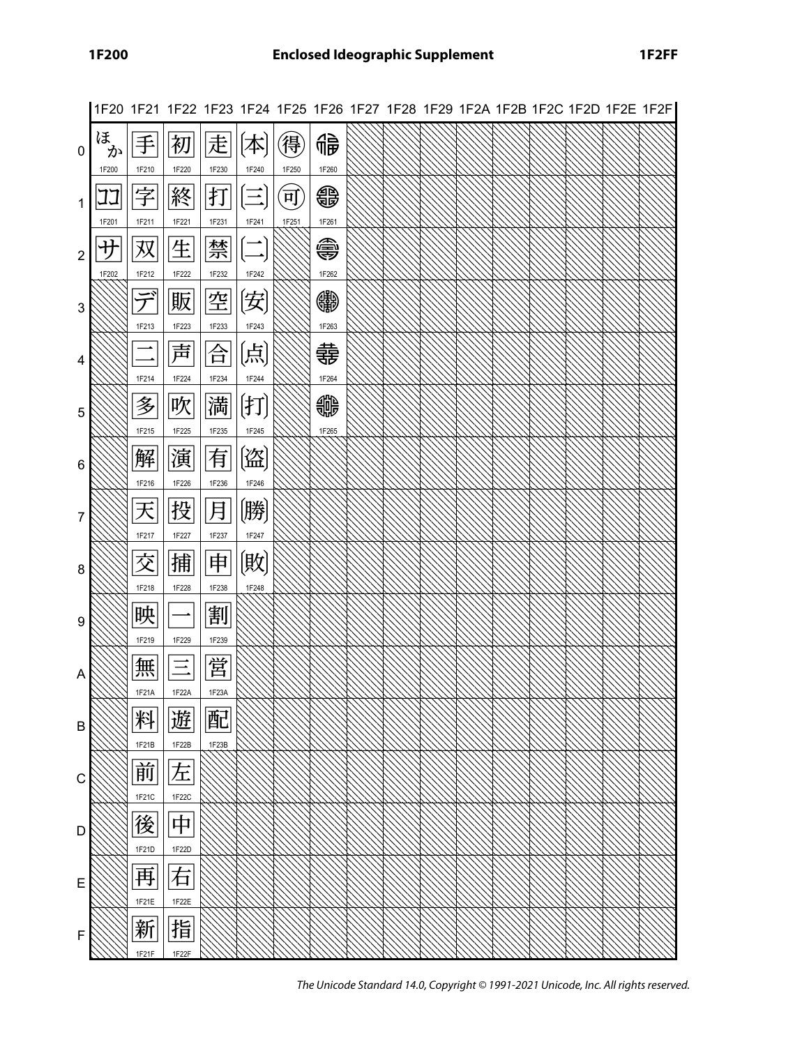# 1F200 Enclosed Ideographic Supplement 1F2FF

| | 1F20 | 1F21 | 1F22 | 1F23 | 1F24 | 1F25 | 1F26 | 1F27 | 1F28 | 1F29 | 1F2A | 1F2B | 1F2C | 1F2D | 1F2E | 1F2F |
|---|---|---|---|---|---|---|---|---|---|---|---|---|---|---|---|---|
| 0 | 🈀 1F200 | 🈐 1F210 | 🈠 1F220 | 🈰 1F230 | 🉀 1F240 | 🉐 1F250 | 🉠 1F260 | | | | | | | | | |
| 1 | 🈁 1F201 | 🈑 1F211 | 🈡 1F221 | 🈱 1F231 | 🉁 1F241 | 🉑 1F251 | 🉡 1F261 | | | | | | | | | |
| 2 | 🈂 1F202 | 🈒 1F212 | 🈢 1F222 | 🈲 1F232 | 🉂 1F242 | | 🉢 1F262 | | | | | | | | | |
| 3 | | 🈓 1F213 | 🈣 1F223 | 🈳 1F233 | 🉃 1F243 | | 🉣 1F263 | | | | | | | | | |
| 4 | | 🈔 1F214 | 🈤 1F224 | 🈴 1F234 | 🉄 1F244 | | 🉤 1F264 | | | | | | | | | |
| 5 | | 🈕 1F215 | 🈥 1F225 | 🈵 1F235 | 🉅 1F245 | | 🉥 1F265 | | | | | | | | | |
| 6 | | 🈖 1F216 | 🈦 1F226 | 🈶 1F236 | 🉆 1F246 | | | | | | | | | | | |
| 7 | | 🈗 1F217 | 🈧 1F227 | 🈷 1F237 | 🉇 1F247 | | | | | | | | | | | |
| 8 | | 🈘 1F218 | 🈨 1F228 | 🈸 1F238 | 🉈 1F248 | | | | | | | | | | | |
| 9 | | 🈙 1F219 | 🈩 1F229 | 🈹 1F239 | | | | | | | | | | | | |
| A | | 🈚 1F21A | 🈪 1F22A | 🈺 1F23A | | | | | | | | | | | | |
| B | | 🈛 1F21B | 🈫 1F22B | 🈻 1F23B | | | | | | | | | | | | |
| C | | 🈜 1F21C | 🈬 1F22C | | | | | | | | | | | | | |
| D | | 🈝 1F21D | 🈭 1F22D | | | | | | | | | | | | | |
| E | | 🈞 1F21E | 🈮 1F22E | | | | | | | | | | | | | |
| F | | 🈟 1F21F | 🈯 1F22F | | | | | | | | | | | | | |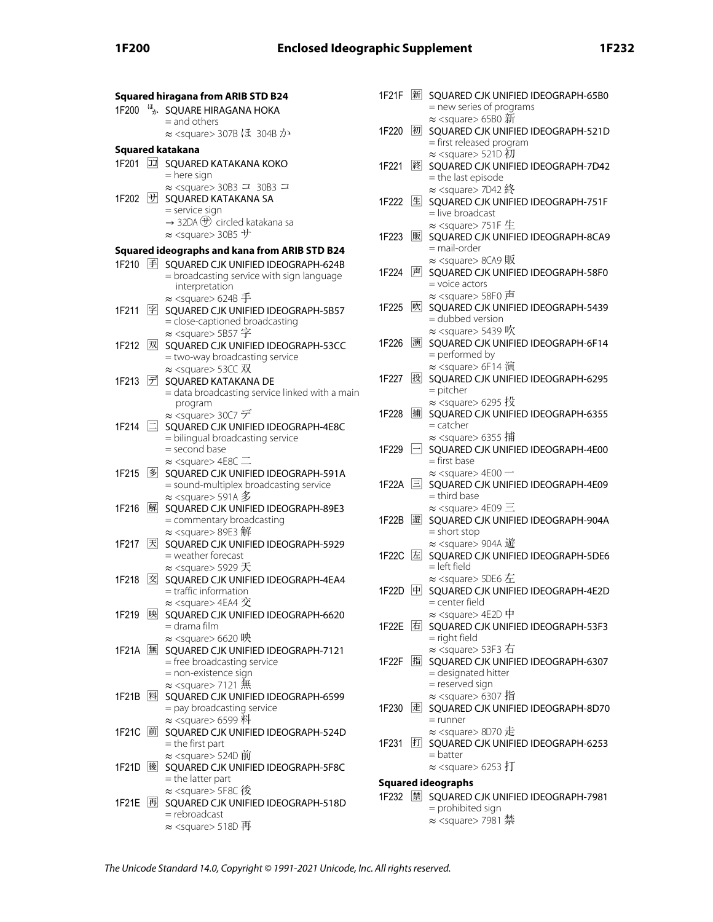### Squared hiragana from ARIB STD B24

1F200 🈀 SQUARE HIRAGANA HOKA
= and others
≈ <square> 307B ほ 304B か

### Squared katakana

1F201 🈁 SQUARED KATAKANA KOKO
= here sign
≈ <square> 30B3 コ 30B3 コ

1F202 🈂 SQUARED KATAKANA SA
= service sign
→ 32DA ㋚ circled katakana sa
≈ <square> 30B5 サ

### Squared ideographs and kana from ARIB STD B24

1F210 🈐 SQUARED CJK UNIFIED IDEOGRAPH-624B
= broadcasting service with sign language interpretation
≈ <square> 624B 手

1F211 🈑 SQUARED CJK UNIFIED IDEOGRAPH-5B57
= close-captioned broadcasting
≈ <square> 5B57 字

1F212 🈒 SQUARED CJK UNIFIED IDEOGRAPH-53CC
= two-way broadcasting service
≈ <square> 53CC 双

1F213 🈓 SQUARED KATAKANA DE
= data broadcasting service linked with a main program
≈ <square> 30C7 デ

1F214 🈔 SQUARED CJK UNIFIED IDEOGRAPH-4E8C
= bilingual broadcasting service
= second base
≈ <square> 4E8C 二

1F215 🈕 SQUARED CJK UNIFIED IDEOGRAPH-591A
= sound-multiplex broadcasting service
≈ <square> 591A 多

1F216 🈖 SQUARED CJK UNIFIED IDEOGRAPH-89E3
= commentary broadcasting
≈ <square> 89E3 解

1F217 🈗 SQUARED CJK UNIFIED IDEOGRAPH-5929
= weather forecast
≈ <square> 5929 天

1F218 🈘 SQUARED CJK UNIFIED IDEOGRAPH-4EA4
= traffic information
≈ <square> 4EA4 交

1F219 🈙 SQUARED CJK UNIFIED IDEOGRAPH-6620
= drama film
≈ <square> 6620 映

1F21A 🈚 SQUARED CJK UNIFIED IDEOGRAPH-7121
= free broadcasting service
= non-existence sign
≈ <square> 7121 無

1F21B 🈛 SQUARED CJK UNIFIED IDEOGRAPH-6599
= pay broadcasting service
≈ <square> 6599 料

1F21C 🈜 SQUARED CJK UNIFIED IDEOGRAPH-524D
= the first part
≈ <square> 524D 前

1F21D 🈝 SQUARED CJK UNIFIED IDEOGRAPH-5F8C
= the latter part
≈ <square> 5F8C 後

1F21E 🈞 SQUARED CJK UNIFIED IDEOGRAPH-518D
= rebroadcast
≈ <square> 518D 再

1F21F 🈟 SQUARED CJK UNIFIED IDEOGRAPH-65B0
= new series of programs
≈ <square> 65B0 新

1F220 🈠 SQUARED CJK UNIFIED IDEOGRAPH-521D
= first released program
≈ <square> 521D 初

1F221 🈡 SQUARED CJK UNIFIED IDEOGRAPH-7D42
= the last episode
≈ <square> 7D42 終

1F222 🈢 SQUARED CJK UNIFIED IDEOGRAPH-751F
= live broadcast
≈ <square> 751F 生

1F223 🈣 SQUARED CJK UNIFIED IDEOGRAPH-8CA9
= mail-order
≈ <square> 8CA9 販

1F224 🈤 SQUARED CJK UNIFIED IDEOGRAPH-58F0
= voice actors
≈ <square> 58F0 声

1F225 🈥 SQUARED CJK UNIFIED IDEOGRAPH-5439
= dubbed version
≈ <square> 5439 吹

1F226 🈦 SQUARED CJK UNIFIED IDEOGRAPH-6F14
= performed by
≈ <square> 6F14 演

1F227 🈧 SQUARED CJK UNIFIED IDEOGRAPH-6295
= pitcher
≈ <square> 6295 投

1F228 🈨 SQUARED CJK UNIFIED IDEOGRAPH-6355
= catcher
≈ <square> 6355 捕

1F229 🈩 SQUARED CJK UNIFIED IDEOGRAPH-4E00
= first base
≈ <square> 4E00 一

1F22A 🈪 SQUARED CJK UNIFIED IDEOGRAPH-4E09
= third base
≈ <square> 4E09 三

1F22B 🈫 SQUARED CJK UNIFIED IDEOGRAPH-904A
= short stop
≈ <square> 904A 遊

1F22C 🈬 SQUARED CJK UNIFIED IDEOGRAPH-5DE6
= left field
≈ <square> 5DE6 左

1F22D 🈭 SQUARED CJK UNIFIED IDEOGRAPH-4E2D
= center field
≈ <square> 4E2D 中

1F22E 🈮 SQUARED CJK UNIFIED IDEOGRAPH-53F3
= right field
≈ <square> 53F3 右

1F22F 🈯 SQUARED CJK UNIFIED IDEOGRAPH-6307
= designated hitter
= reserved sign
≈ <square> 6307 指

1F230 🈰 SQUARED CJK UNIFIED IDEOGRAPH-8D70
= runner
≈ <square> 8D70 走

1F231 🈱 SQUARED CJK UNIFIED IDEOGRAPH-6253
= batter
≈ <square> 6253 打

### Squared ideographs

1F232 🈲 SQUARED CJK UNIFIED IDEOGRAPH-7981
= prohibited sign
≈ <square> 7981 禁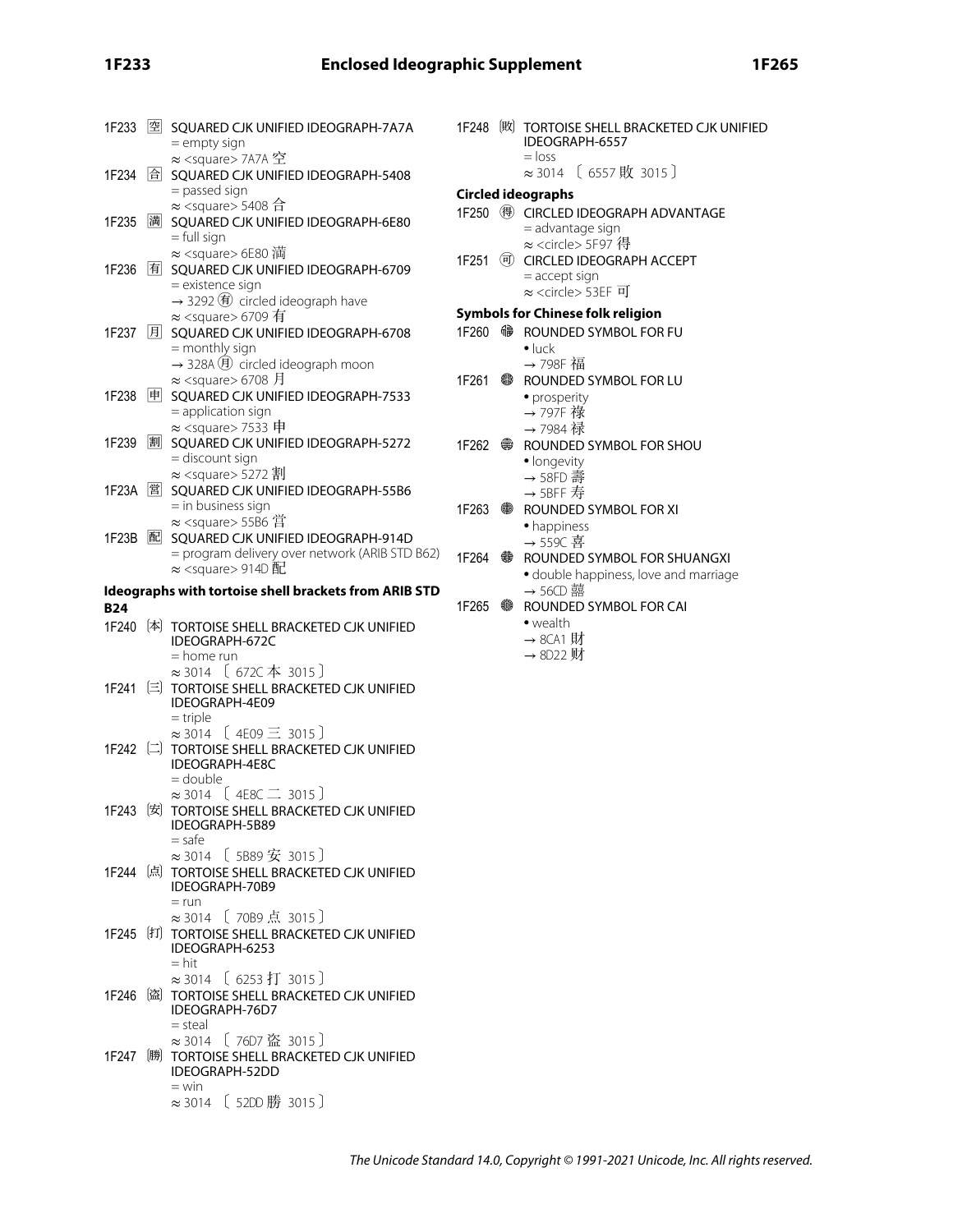1F233 🈚 SQUARED CJK UNIFIED IDEOGRAPH-7A7A
= empty sign
≈ <square> 7A7A 空

1F234 🈴 SQUARED CJK UNIFIED IDEOGRAPH-5408
= passed sign
≈ <square> 5408 合

1F235 🈵 SQUARED CJK UNIFIED IDEOGRAPH-6E80
= full sign
≈ <square> 6E80 満

1F236 🈶 SQUARED CJK UNIFIED IDEOGRAPH-6709
= existence sign
→ 3292 ㊒ circled ideograph have
≈ <square> 6709 有

1F237 🈷 SQUARED CJK UNIFIED IDEOGRAPH-6708
= monthly sign
→ 328A ㊊ circled ideograph moon
≈ <square> 6708 月

1F238 🈸 SQUARED CJK UNIFIED IDEOGRAPH-7533
= application sign
≈ <square> 7533 申

1F239 🈹 SQUARED CJK UNIFIED IDEOGRAPH-5272
= discount sign
≈ <square> 5272 割

1F23A 🈺 SQUARED CJK UNIFIED IDEOGRAPH-55B6
= in business sign
≈ <square> 55B6 営

1F23B 🈻 SQUARED CJK UNIFIED IDEOGRAPH-914D
= program delivery over network (ARIB STD B62)
≈ <square> 914D 配

**Ideographs with tortoise shell brackets from ARIB STD B24**

1F240 🉀 TORTOISE SHELL BRACKETED CJK UNIFIED IDEOGRAPH-672C
= home run
≈ 3014 〔 672C 本 3015 〕

1F241 🉁 TORTOISE SHELL BRACKETED CJK UNIFIED IDEOGRAPH-4E09
= triple
≈ 3014 〔 4E09 三 3015 〕

1F242 🉂 TORTOISE SHELL BRACKETED CJK UNIFIED IDEOGRAPH-4E8C
= double
≈ 3014 〔 4E8C 二 3015 〕

1F243 🉃 TORTOISE SHELL BRACKETED CJK UNIFIED IDEOGRAPH-5B89
= safe
≈ 3014 〔 5B89 安 3015 〕

1F244 🉄 TORTOISE SHELL BRACKETED CJK UNIFIED IDEOGRAPH-70B9
= run
≈ 3014 〔 70B9 点 3015 〕

1F245 🉅 TORTOISE SHELL BRACKETED CJK UNIFIED IDEOGRAPH-6253
= hit
≈ 3014 〔 6253 打 3015 〕

1F246 🉆 TORTOISE SHELL BRACKETED CJK UNIFIED IDEOGRAPH-76D7
= steal
≈ 3014 〔 76D7 盗 3015 〕

1F247 🉇 TORTOISE SHELL BRACKETED CJK UNIFIED IDEOGRAPH-52DD
= win
≈ 3014 〔 52DD 勝 3015 〕

1F248 🉈 TORTOISE SHELL BRACKETED CJK UNIFIED IDEOGRAPH-6557
= loss
≈ 3014 〔 6557 敗 3015 〕

**Circled ideographs**

1F250 🉐 CIRCLED IDEOGRAPH ADVANTAGE
= advantage sign
≈ <circle> 5F97 得

1F251 🉑 CIRCLED IDEOGRAPH ACCEPT
= accept sign
≈ <circle> 53EF 可

**Symbols for Chinese folk religion**

1F260 🉠 ROUNDED SYMBOL FOR FU
• luck
→ 798F 福

1F261 🉡 ROUNDED SYMBOL FOR LU
• prosperity
→ 797F 祿
→ 7984 禄

1F262 🉢 ROUNDED SYMBOL FOR SHOU
• longevity
→ 58FD 壽
→ 5BFF 寿

1F263 🉣 ROUNDED SYMBOL FOR XI
• happiness
→ 559C 喜

1F264 🉤 ROUNDED SYMBOL FOR SHUANGXI
• double happiness, love and marriage
→ 56CD 囍

1F265 🉥 ROUNDED SYMBOL FOR CAI
• wealth
→ 8CA1 財
→ 8D22 财